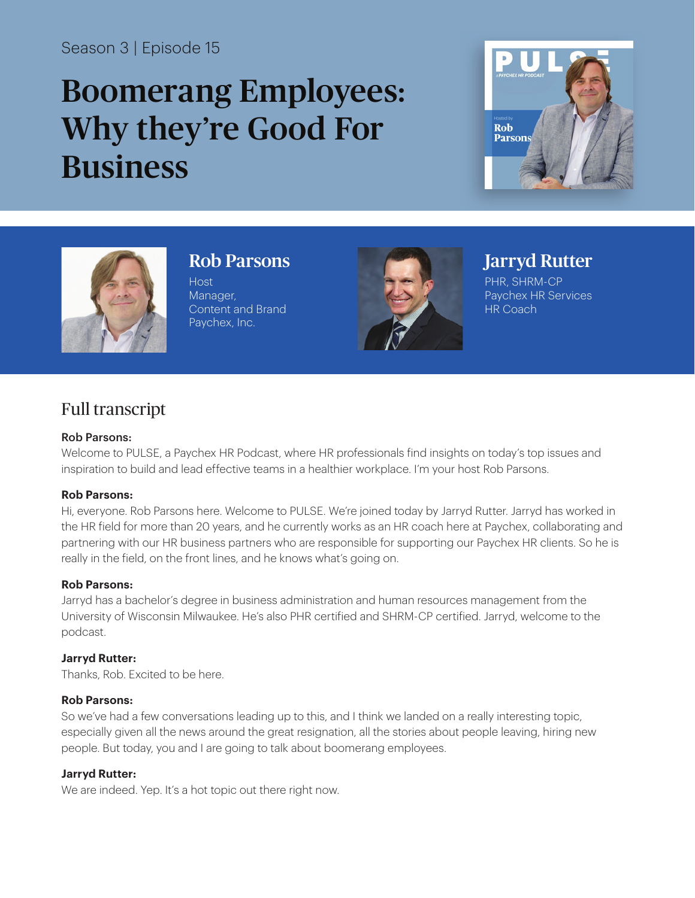Season 3 | Episode 15

# Boomerang Employees: Why they're Good For Business

### Rob Parsons

Host
Manager,
Content and Brand
Paychex, Inc.

### Jarryd Rutter

PHR, SHRM-CP
Paychex HR Services
HR Coach

## Full transcript

**Rob Parsons:**
Welcome to PULSE, a Paychex HR Podcast, where HR professionals find insights on today's top issues and inspiration to build and lead effective teams in a healthier workplace. I'm your host Rob Parsons.

**Rob Parsons:**
Hi, everyone. Rob Parsons here. Welcome to PULSE. We're joined today by Jarryd Rutter. Jarryd has worked in the HR field for more than 20 years, and he currently works as an HR coach here at Paychex, collaborating and partnering with our HR business partners who are responsible for supporting our Paychex HR clients. So he is really in the field, on the front lines, and he knows what's going on.

**Rob Parsons:**
Jarryd has a bachelor's degree in business administration and human resources management from the University of Wisconsin Milwaukee. He's also PHR certified and SHRM-CP certified. Jarryd, welcome to the podcast.

**Jarryd Rutter:**
Thanks, Rob. Excited to be here.

**Rob Parsons:**
So we've had a few conversations leading up to this, and I think we landed on a really interesting topic, especially given all the news around the great resignation, all the stories about people leaving, hiring new people. But today, you and I are going to talk about boomerang employees.

**Jarryd Rutter:**
We are indeed. Yep. It's a hot topic out there right now.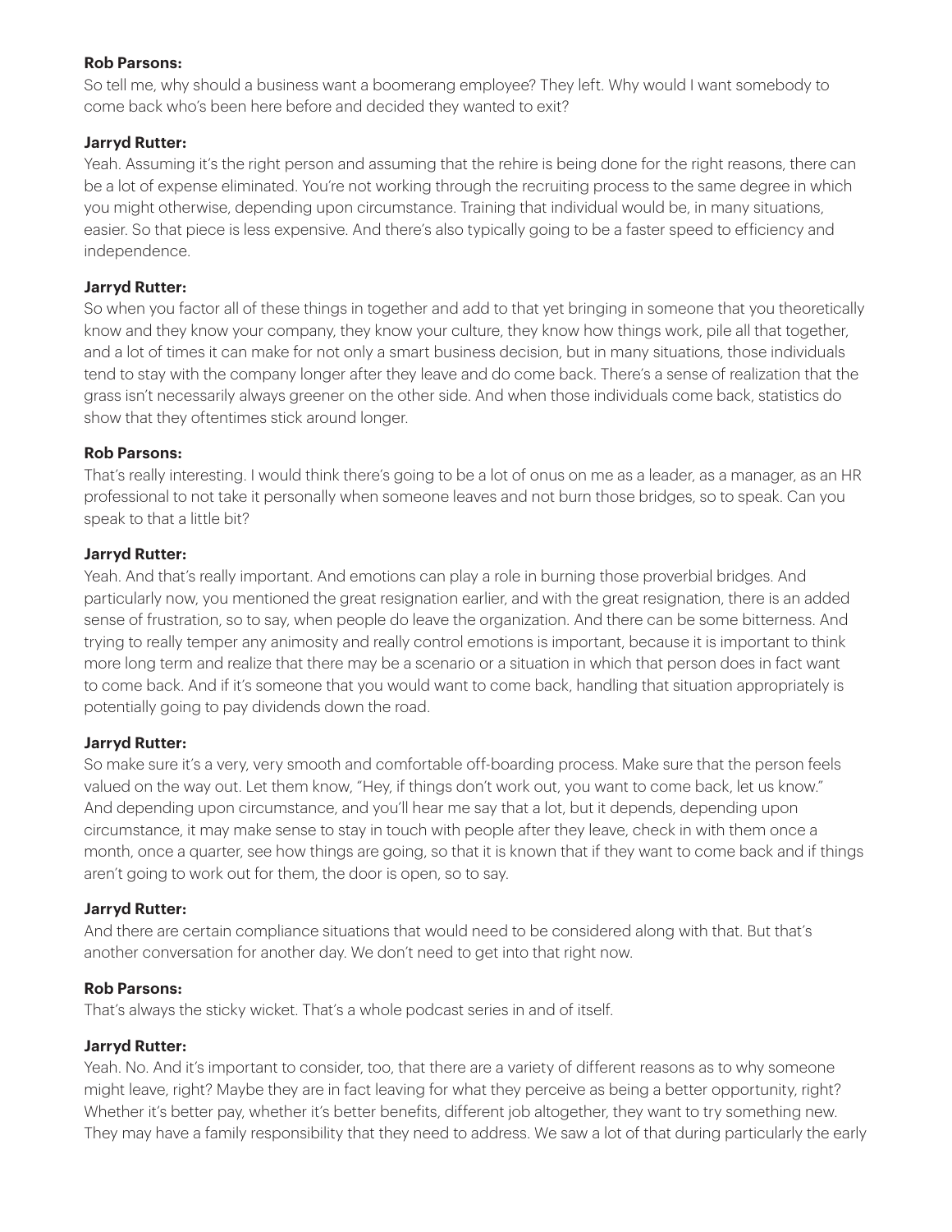**Rob Parsons:**

So tell me, why should a business want a boomerang employee? They left. Why would I want somebody to come back who's been here before and decided they wanted to exit?

**Jarryd Rutter:**

Yeah. Assuming it's the right person and assuming that the rehire is being done for the right reasons, there can be a lot of expense eliminated. You're not working through the recruiting process to the same degree in which you might otherwise, depending upon circumstance. Training that individual would be, in many situations, easier. So that piece is less expensive. And there's also typically going to be a faster speed to efficiency and independence.

**Jarryd Rutter:**

So when you factor all of these things in together and add to that yet bringing in someone that you theoretically know and they know your company, they know your culture, they know how things work, pile all that together, and a lot of times it can make for not only a smart business decision, but in many situations, those individuals tend to stay with the company longer after they leave and do come back. There's a sense of realization that the grass isn't necessarily always greener on the other side. And when those individuals come back, statistics do show that they oftentimes stick around longer.

**Rob Parsons:**

That's really interesting. I would think there's going to be a lot of onus on me as a leader, as a manager, as an HR professional to not take it personally when someone leaves and not burn those bridges, so to speak. Can you speak to that a little bit?

**Jarryd Rutter:**

Yeah. And that's really important. And emotions can play a role in burning those proverbial bridges. And particularly now, you mentioned the great resignation earlier, and with the great resignation, there is an added sense of frustration, so to say, when people do leave the organization. And there can be some bitterness. And trying to really temper any animosity and really control emotions is important, because it is important to think more long term and realize that there may be a scenario or a situation in which that person does in fact want to come back. And if it's someone that you would want to come back, handling that situation appropriately is potentially going to pay dividends down the road.

**Jarryd Rutter:**

So make sure it's a very, very smooth and comfortable off-boarding process. Make sure that the person feels valued on the way out. Let them know, "Hey, if things don't work out, you want to come back, let us know." And depending upon circumstance, and you'll hear me say that a lot, but it depends, depending upon circumstance, it may make sense to stay in touch with people after they leave, check in with them once a month, once a quarter, see how things are going, so that it is known that if they want to come back and if things aren't going to work out for them, the door is open, so to say.

**Jarryd Rutter:**

And there are certain compliance situations that would need to be considered along with that. But that's another conversation for another day. We don't need to get into that right now.

**Rob Parsons:**

That's always the sticky wicket. That's a whole podcast series in and of itself.

**Jarryd Rutter:**

Yeah. No. And it's important to consider, too, that there are a variety of different reasons as to why someone might leave, right? Maybe they are in fact leaving for what they perceive as being a better opportunity, right? Whether it's better pay, whether it's better benefits, different job altogether, they want to try something new. They may have a family responsibility that they need to address. We saw a lot of that during particularly the early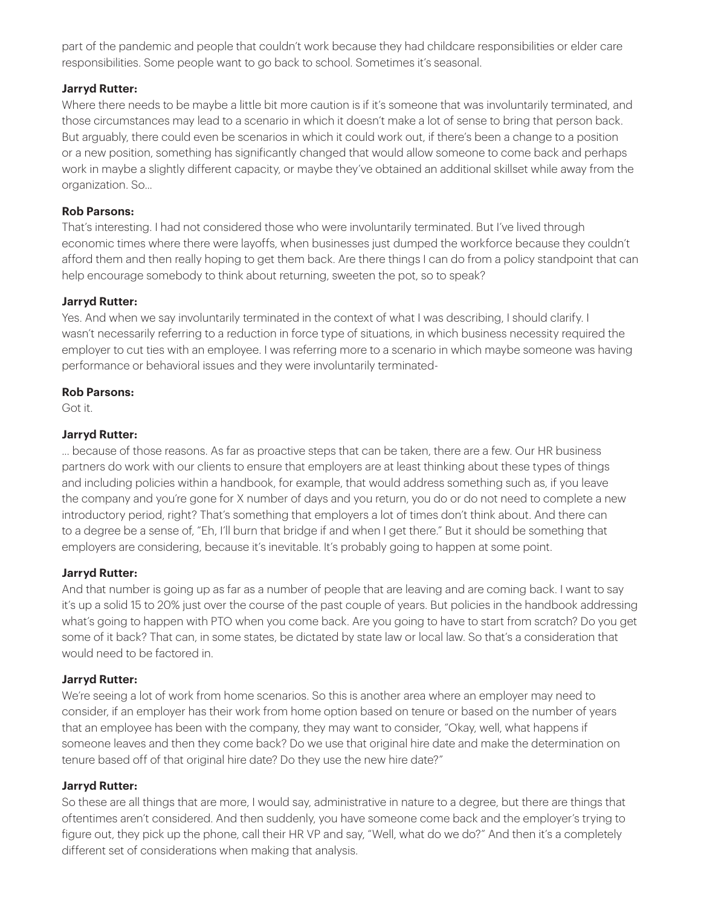part of the pandemic and people that couldn't work because they had childcare responsibilities or elder care responsibilities. Some people want to go back to school. Sometimes it's seasonal.

**Jarryd Rutter:**

Where there needs to be maybe a little bit more caution is if it's someone that was involuntarily terminated, and those circumstances may lead to a scenario in which it doesn't make a lot of sense to bring that person back. But arguably, there could even be scenarios in which it could work out, if there's been a change to a position or a new position, something has significantly changed that would allow someone to come back and perhaps work in maybe a slightly different capacity, or maybe they've obtained an additional skillset while away from the organization. So...

**Rob Parsons:**

That's interesting. I had not considered those who were involuntarily terminated. But I've lived through economic times where there were layoffs, when businesses just dumped the workforce because they couldn't afford them and then really hoping to get them back. Are there things I can do from a policy standpoint that can help encourage somebody to think about returning, sweeten the pot, so to speak?

**Jarryd Rutter:**

Yes. And when we say involuntarily terminated in the context of what I was describing, I should clarify. I wasn't necessarily referring to a reduction in force type of situations, in which business necessity required the employer to cut ties with an employee. I was referring more to a scenario in which maybe someone was having performance or behavioral issues and they were involuntarily terminated-

**Rob Parsons:**

Got it.

**Jarryd Rutter:**

... because of those reasons. As far as proactive steps that can be taken, there are a few. Our HR business partners do work with our clients to ensure that employers are at least thinking about these types of things and including policies within a handbook, for example, that would address something such as, if you leave the company and you're gone for X number of days and you return, you do or do not need to complete a new introductory period, right? That's something that employers a lot of times don't think about. And there can to a degree be a sense of, "Eh, I'll burn that bridge if and when I get there." But it should be something that employers are considering, because it's inevitable. It's probably going to happen at some point.

**Jarryd Rutter:**

And that number is going up as far as a number of people that are leaving and are coming back. I want to say it's up a solid 15 to 20% just over the course of the past couple of years. But policies in the handbook addressing what's going to happen with PTO when you come back. Are you going to have to start from scratch? Do you get some of it back? That can, in some states, be dictated by state law or local law. So that's a consideration that would need to be factored in.

**Jarryd Rutter:**

We're seeing a lot of work from home scenarios. So this is another area where an employer may need to consider, if an employer has their work from home option based on tenure or based on the number of years that an employee has been with the company, they may want to consider, "Okay, well, what happens if someone leaves and then they come back? Do we use that original hire date and make the determination on tenure based off of that original hire date? Do they use the new hire date?"

**Jarryd Rutter:**

So these are all things that are more, I would say, administrative in nature to a degree, but there are things that oftentimes aren't considered. And then suddenly, you have someone come back and the employer's trying to figure out, they pick up the phone, call their HR VP and say, "Well, what do we do?" And then it's a completely different set of considerations when making that analysis.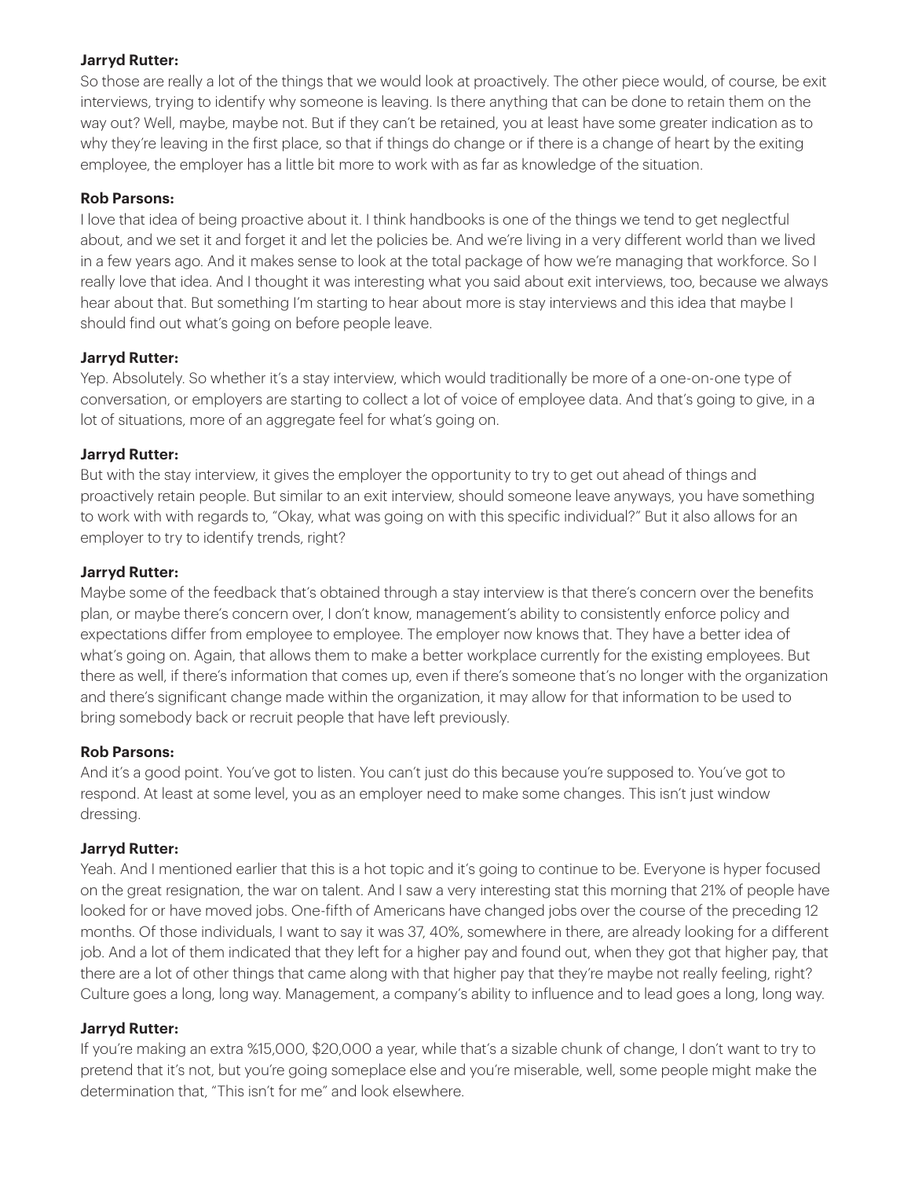**Jarryd Rutter:**

So those are really a lot of the things that we would look at proactively. The other piece would, of course, be exit interviews, trying to identify why someone is leaving. Is there anything that can be done to retain them on the way out? Well, maybe, maybe not. But if they can't be retained, you at least have some greater indication as to why they're leaving in the first place, so that if things do change or if there is a change of heart by the exiting employee, the employer has a little bit more to work with as far as knowledge of the situation.

**Rob Parsons:**

I love that idea of being proactive about it. I think handbooks is one of the things we tend to get neglectful about, and we set it and forget it and let the policies be. And we're living in a very different world than we lived in a few years ago. And it makes sense to look at the total package of how we're managing that workforce. So I really love that idea. And I thought it was interesting what you said about exit interviews, too, because we always hear about that. But something I'm starting to hear about more is stay interviews and this idea that maybe I should find out what's going on before people leave.

**Jarryd Rutter:**

Yep. Absolutely. So whether it's a stay interview, which would traditionally be more of a one-on-one type of conversation, or employers are starting to collect a lot of voice of employee data. And that's going to give, in a lot of situations, more of an aggregate feel for what's going on.

**Jarryd Rutter:**

But with the stay interview, it gives the employer the opportunity to try to get out ahead of things and proactively retain people. But similar to an exit interview, should someone leave anyways, you have something to work with with regards to, "Okay, what was going on with this specific individual?" But it also allows for an employer to try to identify trends, right?

**Jarryd Rutter:**

Maybe some of the feedback that's obtained through a stay interview is that there's concern over the benefits plan, or maybe there's concern over, I don't know, management's ability to consistently enforce policy and expectations differ from employee to employee. The employer now knows that. They have a better idea of what's going on. Again, that allows them to make a better workplace currently for the existing employees. But there as well, if there's information that comes up, even if there's someone that's no longer with the organization and there's significant change made within the organization, it may allow for that information to be used to bring somebody back or recruit people that have left previously.

**Rob Parsons:**

And it's a good point. You've got to listen. You can't just do this because you're supposed to. You've got to respond. At least at some level, you as an employer need to make some changes. This isn't just window dressing.

**Jarryd Rutter:**

Yeah. And I mentioned earlier that this is a hot topic and it's going to continue to be. Everyone is hyper focused on the great resignation, the war on talent. And I saw a very interesting stat this morning that 21% of people have looked for or have moved jobs. One-fifth of Americans have changed jobs over the course of the preceding 12 months. Of those individuals, I want to say it was 37, 40%, somewhere in there, are already looking for a different job. And a lot of them indicated that they left for a higher pay and found out, when they got that higher pay, that there are a lot of other things that came along with that higher pay that they're maybe not really feeling, right? Culture goes a long, long way. Management, a company's ability to influence and to lead goes a long, long way.

**Jarryd Rutter:**

If you're making an extra %15,000, $20,000 a year, while that's a sizable chunk of change, I don't want to try to pretend that it's not, but you're going someplace else and you're miserable, well, some people might make the determination that, "This isn't for me" and look elsewhere.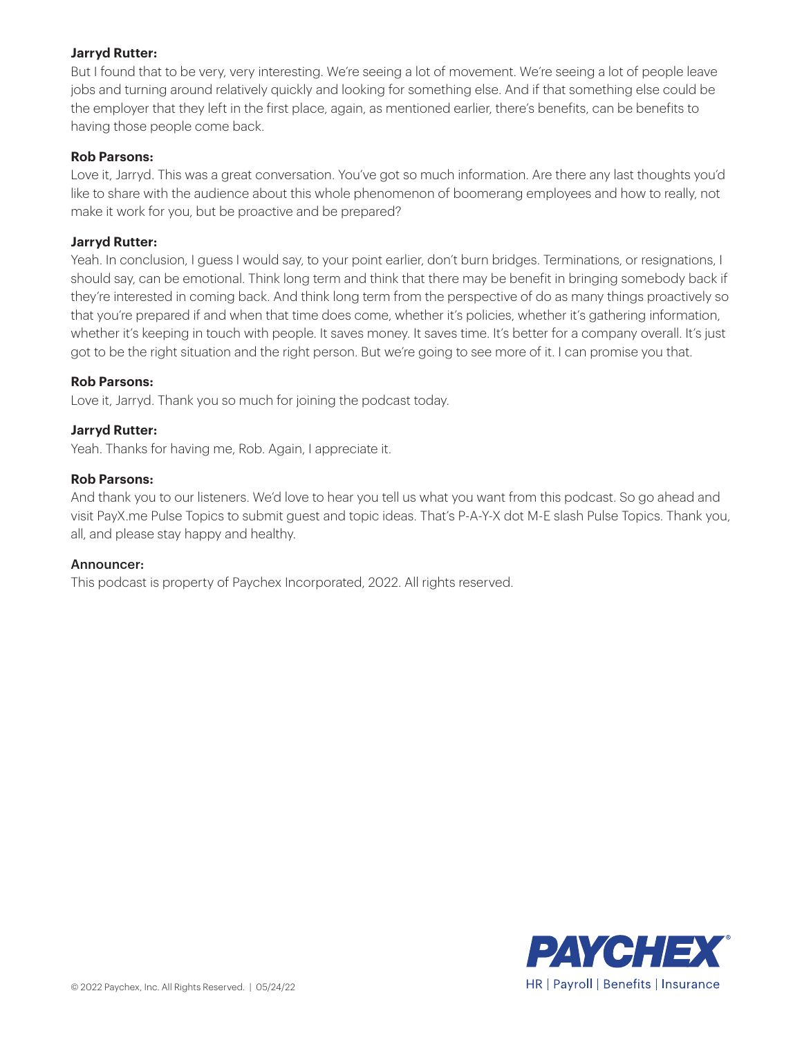**Jarryd Rutter:**

But I found that to be very, very interesting. We're seeing a lot of movement. We're seeing a lot of people leave jobs and turning around relatively quickly and looking for something else. And if that something else could be the employer that they left in the first place, again, as mentioned earlier, there's benefits, can be benefits to having those people come back.

**Rob Parsons:**

Love it, Jarryd. This was a great conversation. You've got so much information. Are there any last thoughts you'd like to share with the audience about this whole phenomenon of boomerang employees and how to really, not make it work for you, but be proactive and be prepared?

**Jarryd Rutter:**

Yeah. In conclusion, I guess I would say, to your point earlier, don't burn bridges. Terminations, or resignations, I should say, can be emotional. Think long term and think that there may be benefit in bringing somebody back if they're interested in coming back. And think long term from the perspective of do as many things proactively so that you're prepared if and when that time does come, whether it's policies, whether it's gathering information, whether it's keeping in touch with people. It saves money. It saves time. It's better for a company overall. It's just got to be the right situation and the right person. But we're going to see more of it. I can promise you that.

**Rob Parsons:**

Love it, Jarryd. Thank you so much for joining the podcast today.

**Jarryd Rutter:**

Yeah. Thanks for having me, Rob. Again, I appreciate it.

**Rob Parsons:**

And thank you to our listeners. We'd love to hear you tell us what you want from this podcast. So go ahead and visit PayX.me Pulse Topics to submit guest and topic ideas. That's P-A-Y-X dot M-E slash Pulse Topics. Thank you, all, and please stay happy and healthy.

**Announcer:**

This podcast is property of Paychex Incorporated, 2022. All rights reserved.

© 2022 Paychex, Inc. All Rights Reserved. | 05/24/22

PAYCHEX®
HR | Payroll | Benefits | Insurance